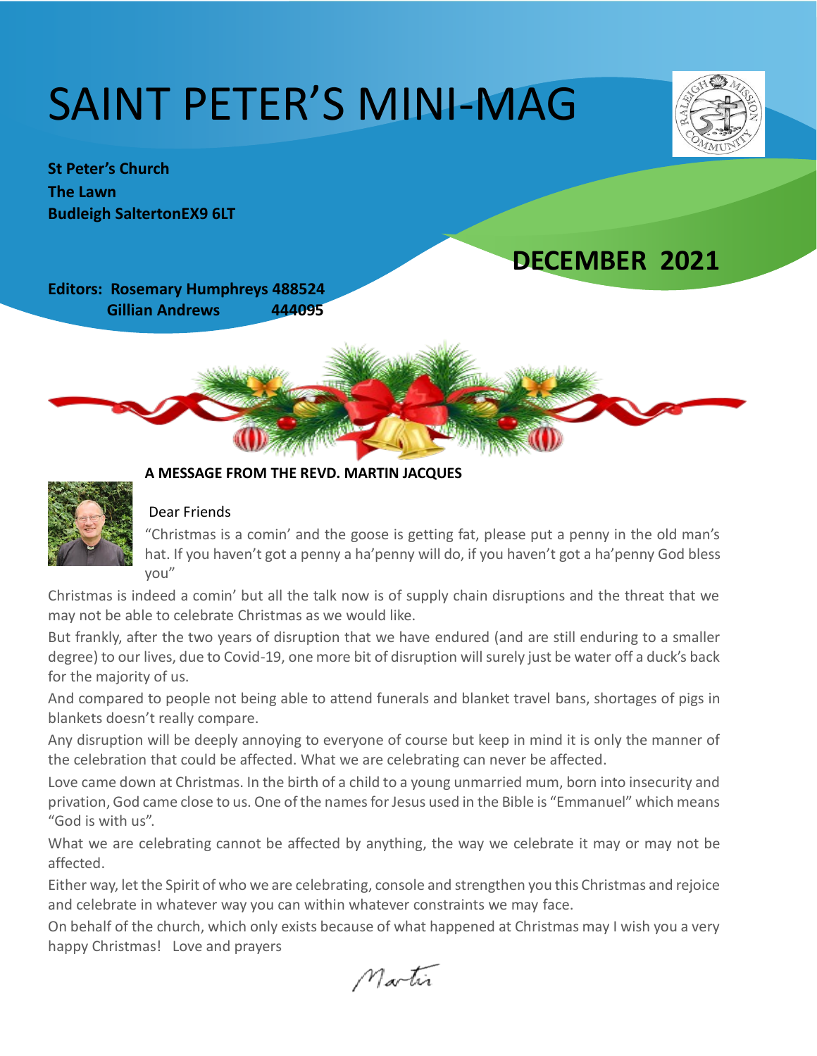# SAINT PETER'S MINI-MAG

**St Peter's Church**
**The Lawn**
**Budleigh SaltertonEX9 6LT**

## DECEMBER 2021

**Editors: Rosemary Humphreys 488524**
**Gillian Andrews 444095**

**A MESSAGE FROM THE REVD. MARTIN JACQUES**

Dear Friends

"Christmas is a comin' and the goose is getting fat, please put a penny in the old man's hat. If you haven't got a penny a ha'penny will do, if you haven't got a ha'penny God bless you"

Christmas is indeed a comin' but all the talk now is of supply chain disruptions and the threat that we may not be able to celebrate Christmas as we would like.

But frankly, after the two years of disruption that we have endured (and are still enduring to a smaller degree) to our lives, due to Covid-19, one more bit of disruption will surely just be water off a duck's back for the majority of us.

And compared to people not being able to attend funerals and blanket travel bans, shortages of pigs in blankets doesn't really compare.

Any disruption will be deeply annoying to everyone of course but keep in mind it is only the manner of the celebration that could be affected. What we are celebrating can never be affected.

Love came down at Christmas. In the birth of a child to a young unmarried mum, born into insecurity and privation, God came close to us. One of the names for Jesus used in the Bible is "Emmanuel" which means "God is with us".

What we are celebrating cannot be affected by anything, the way we celebrate it may or may not be affected.

Either way, let the Spirit of who we are celebrating, console and strengthen you this Christmas and rejoice and celebrate in whatever way you can within whatever constraints we may face.

On behalf of the church, which only exists because of what happened at Christmas may I wish you a very happy Christmas! Love and prayers

Martin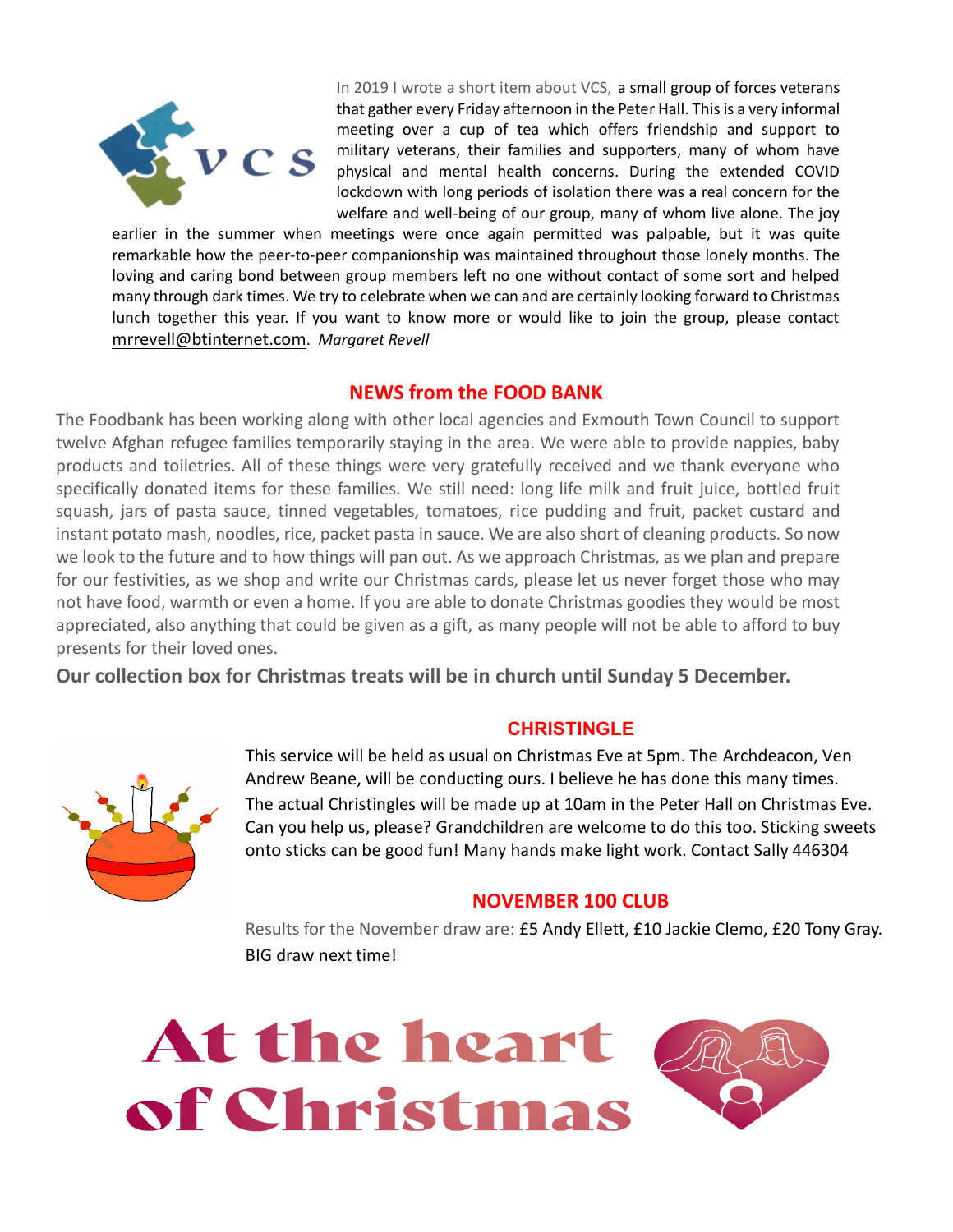In 2019 I wrote a short item about VCS, a small group of forces veterans that gather every Friday afternoon in the Peter Hall. This is a very informal meeting over a cup of tea which offers friendship and support to military veterans, their families and supporters, many of whom have physical and mental health concerns. During the extended COVID lockdown with long periods of isolation there was a real concern for the welfare and well-being of our group, many of whom live alone. The joy earlier in the summer when meetings were once again permitted was palpable, but it was quite remarkable how the peer-to-peer companionship was maintained throughout those lonely months. The loving and caring bond between group members left no one without contact of some sort and helped many through dark times. We try to celebrate when we can and are certainly looking forward to Christmas lunch together this year. If you want to know more or would like to join the group, please contact mrrevell@btinternet.com. *Margaret Revell*

## NEWS from the FOOD BANK

The Foodbank has been working along with other local agencies and Exmouth Town Council to support twelve Afghan refugee families temporarily staying in the area. We were able to provide nappies, baby products and toiletries. All of these things were very gratefully received and we thank everyone who specifically donated items for these families. We still need: long life milk and fruit juice, bottled fruit squash, jars of pasta sauce, tinned vegetables, tomatoes, rice pudding and fruit, packet custard and instant potato mash, noodles, rice, packet pasta in sauce. We are also short of cleaning products. So now we look to the future and to how things will pan out. As we approach Christmas, as we plan and prepare for our festivities, as we shop and write our Christmas cards, please let us never forget those who may not have food, warmth or even a home. If you are able to donate Christmas goodies they would be most appreciated, also anything that could be given as a gift, as many people will not be able to afford to buy presents for their loved ones.

**Our collection box for Christmas treats will be in church until Sunday 5 December.**

## CHRISTINGLE

This service will be held as usual on Christmas Eve at 5pm. The Archdeacon, Ven Andrew Beane, will be conducting ours. I believe he has done this many times. The actual Christingles will be made up at 10am in the Peter Hall on Christmas Eve. Can you help us, please? Grandchildren are welcome to do this too. Sticking sweets onto sticks can be good fun! Many hands make light work. Contact Sally 446304

## NOVEMBER 100 CLUB

Results for the November draw are: £5 Andy Ellett, £10 Jackie Clemo, £20 Tony Gray. BIG draw next time!

# At the heart of Christmas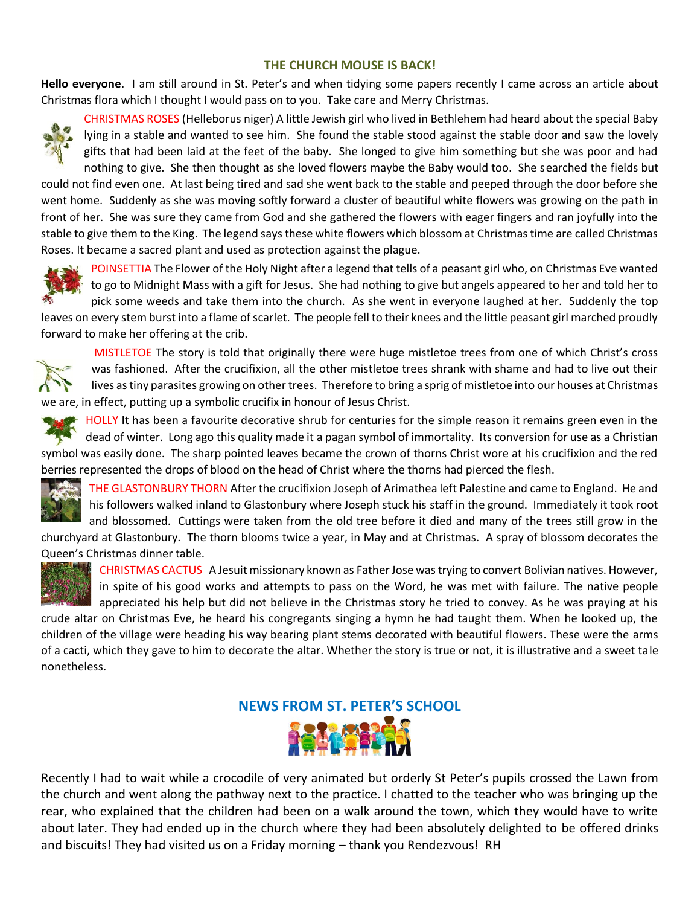## THE CHURCH MOUSE IS BACK!

**Hello everyone**. I am still around in St. Peter's and when tidying some papers recently I came across an article about Christmas flora which I thought I would pass on to you. Take care and Merry Christmas.

CHRISTMAS ROSES (Helleborus niger) A little Jewish girl who lived in Bethlehem had heard about the special Baby lying in a stable and wanted to see him. She found the stable stood against the stable door and saw the lovely gifts that had been laid at the feet of the baby. She longed to give him something but she was poor and had nothing to give. She then thought as she loved flowers maybe the Baby would too. She searched the fields but could not find even one. At last being tired and sad she went back to the stable and peeped through the door before she went home. Suddenly as she was moving softly forward a cluster of beautiful white flowers was growing on the path in front of her. She was sure they came from God and she gathered the flowers with eager fingers and ran joyfully into the stable to give them to the King. The legend says these white flowers which blossom at Christmas time are called Christmas Roses. It became a sacred plant and used as protection against the plague.

POINSETTIA The Flower of the Holy Night after a legend that tells of a peasant girl who, on Christmas Eve wanted to go to Midnight Mass with a gift for Jesus. She had nothing to give but angels appeared to her and told her to pick some weeds and take them into the church. As she went in everyone laughed at her. Suddenly the top leaves on every stem burst into a flame of scarlet. The people fell to their knees and the little peasant girl marched proudly forward to make her offering at the crib.

MISTLETOE The story is told that originally there were huge mistletoe trees from one of which Christ's cross was fashioned. After the crucifixion, all the other mistletoe trees shrank with shame and had to live out their lives as tiny parasites growing on other trees. Therefore to bring a sprig of mistletoe into our houses at Christmas we are, in effect, putting up a symbolic crucifix in honour of Jesus Christ.

HOLLY It has been a favourite decorative shrub for centuries for the simple reason it remains green even in the dead of winter. Long ago this quality made it a pagan symbol of immortality. Its conversion for use as a Christian symbol was easily done. The sharp pointed leaves became the crown of thorns Christ wore at his crucifixion and the red berries represented the drops of blood on the head of Christ where the thorns had pierced the flesh.

THE GLASTONBURY THORN After the crucifixion Joseph of Arimathea left Palestine and came to England. He and his followers walked inland to Glastonbury where Joseph stuck his staff in the ground. Immediately it took root and blossomed. Cuttings were taken from the old tree before it died and many of the trees still grow in the churchyard at Glastonbury. The thorn blooms twice a year, in May and at Christmas. A spray of blossom decorates the Queen's Christmas dinner table.

CHRISTMAS CACTUS A Jesuit missionary known as Father Jose was trying to convert Bolivian natives. However, in spite of his good works and attempts to pass on the Word, he was met with failure. The native people appreciated his help but did not believe in the Christmas story he tried to convey. As he was praying at his crude altar on Christmas Eve, he heard his congregants singing a hymn he had taught them. When he looked up, the children of the village were heading his way bearing plant stems decorated with beautiful flowers. These were the arms of a cacti, which they gave to him to decorate the altar. Whether the story is true or not, it is illustrative and a sweet tale nonetheless.

## NEWS FROM ST. PETER'S SCHOOL

Recently I had to wait while a crocodile of very animated but orderly St Peter's pupils crossed the Lawn from the church and went along the pathway next to the practice. I chatted to the teacher who was bringing up the rear, who explained that the children had been on a walk around the town, which they would have to write about later. They had ended up in the church where they had been absolutely delighted to be offered drinks and biscuits! They had visited us on a Friday morning – thank you Rendezvous! RH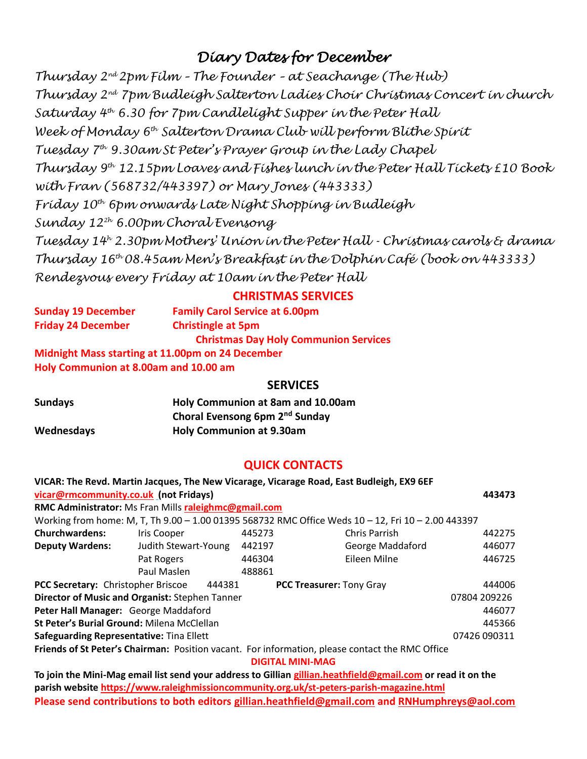# *Diary Dates for December*

*Thursday 2nd 2pm Film – The Founder – at Seachange (The Hub)*
*Thursday 2nd 7pm Budleigh Salterton Ladies Choir Christmas Concert in church*
*Saturday 4th 6.30 for 7pm Candlelight Supper in the Peter Hall*
*Week of Monday 6th Salterton Drama Club will perform Blithe Spirit*
*Tuesday 7th 9.30am St Peter's Prayer Group in the Lady Chapel*
*Thursday 9th 12.15pm Loaves and Fishes lunch in the Peter Hall Tickets £10 Book with Fran (568732/443397) or Mary Jones (443333)*
*Friday 10th 6pm onwards Late Night Shopping in Budleigh*
*Sunday 12th 6.00pm Choral Evensong*
*Tuesday 14h 2.30pm Mothers' Union in the Peter Hall - Christmas carols & drama*
*Thursday 16th 08.45am Men's Breakfast in the Dolphin Café (book on 443333)*
*Rendezvous every Friday at 10am in the Peter Hall*

## CHRISTMAS SERVICES

**Sunday 19 December** — **Family Carol Service at 6.00pm**
**Friday 24 December** — **Christingle at 5pm**

**Christmas Day Holy Communion Services**

**Midnight Mass starting at 11.00pm on 24 December**
**Holy Communion at 8.00am and 10.00 am**

## SERVICES

| | |
|---|---|
| **Sundays** | **Holy Communion at 8am and 10.00am** |
| | **Choral Evensong 6pm 2nd Sunday** |
| **Wednesdays** | **Holy Communion at 9.30am** |

## QUICK CONTACTS

**VICAR: The Revd. Martin Jacques, The New Vicarage, Vicarage Road, East Budleigh, EX9 6EF**
**vicar@rmcommunity.co.uk (not Fridays)** **443473**

**RMC Administrator:** Ms Fran Mills **raleighmc@gmail.com**
Working from home: M, T, Th 9.00 – 1.00 01395 568732 RMC Office Weds 10 – 12, Fri 10 – 2.00 443397

| | | | | |
|---|---|---|---|---|
| **Churchwardens:** | Iris Cooper | 445273 | Chris Parrish | 442275 |
| **Deputy Wardens:** | Judith Stewart-Young | 442197 | George Maddaford | 446077 |
| | Pat Rogers | 446304 | Eileen Milne | 446725 |
| | Paul Maslen | 488861 | | |

**PCC Secretary:** Christopher Briscoe 444381 **PCC Treasurer:** Tony Gray 444006
**Director of Music and Organist:** Stephen Tanner 07804 209226
**Peter Hall Manager:** George Maddaford 446077
**St Peter's Burial Ground:** Milena McClellan 445366
**Safeguarding Representative:** Tina Ellett 07426 090311
**Friends of St Peter's Chairman:** Position vacant. For information, please contact the RMC Office

**DIGITAL MINI-MAG**

**To join the Mini-Mag email list send your address to Gillian gillian.heathfield@gmail.com or read it on the parish website https://www.raleighmissioncommunity.org.uk/st-peters-parish-magazine.html**

**Please send contributions to both editors gillian.heathfield@gmail.com and RNHumphreys@aol.com**